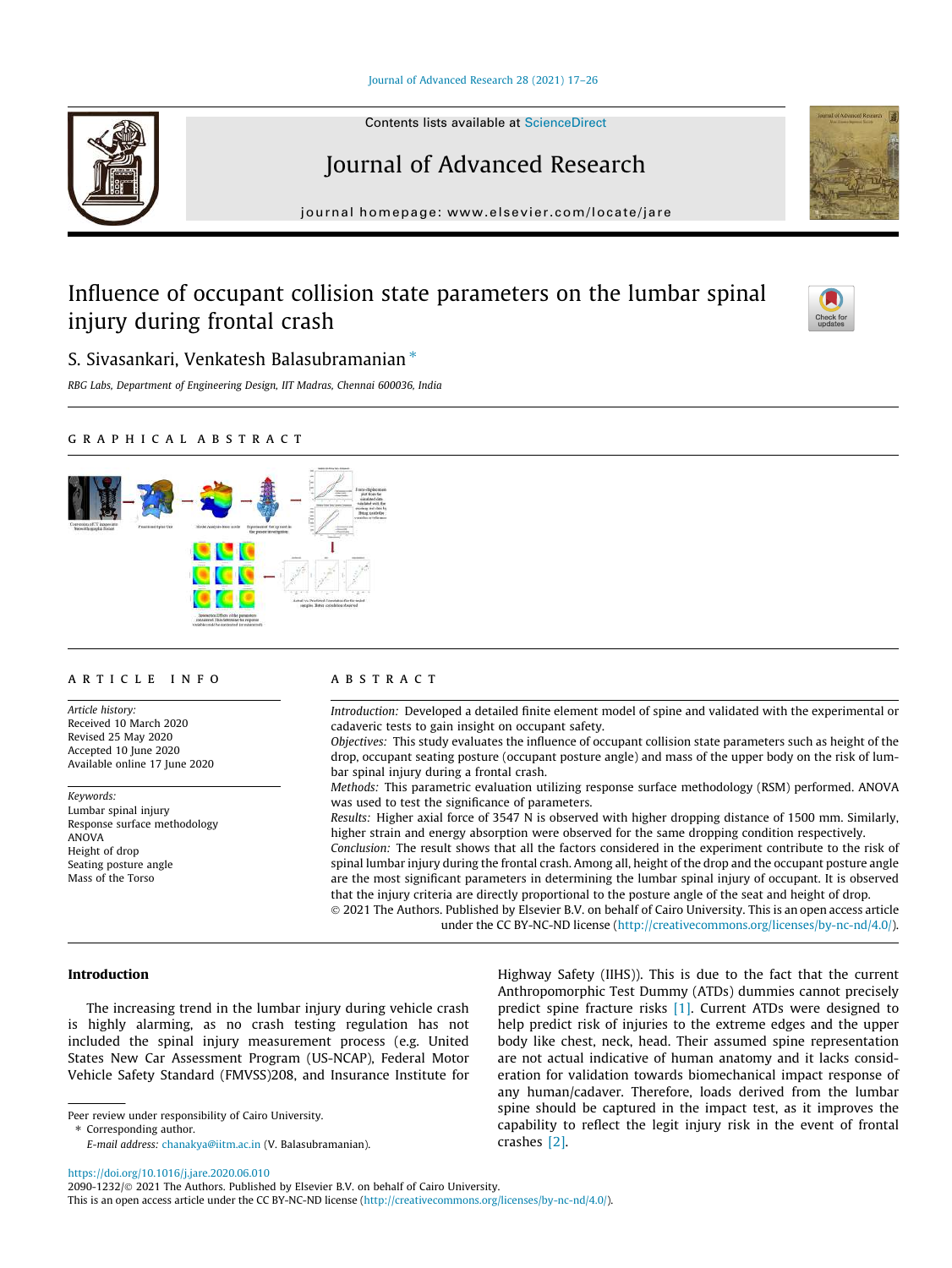# Influence of occupant collision state parameters on the lumbar spinal injury during frontal crash

S. Sivasankari, Venkatesh Balasubramanian *

RBG Labs, Department of Engineering Design, IIT Madras, Chennai 600036, India

## GRAPHICAL ABSTRACT

## ARTICLE INFO

*Article history:*
Received 10 March 2020
Revised 25 May 2020
Accepted 10 June 2020
Available online 17 June 2020

*Keywords:*
Lumbar spinal injury
Response surface methodology
ANOVA
Height of drop
Seating posture angle
Mass of the Torso

## ABSTRACT

*Introduction:* Developed a detailed finite element model of spine and validated with the experimental or cadaveric tests to gain insight on occupant safety.

*Objectives:* This study evaluates the influence of occupant collision state parameters such as height of the drop, occupant seating posture (occupant posture angle) and mass of the upper body on the risk of lumbar spinal injury during a frontal crash.

*Methods:* This parametric evaluation utilizing response surface methodology (RSM) performed. ANOVA was used to test the significance of parameters.

*Results:* Higher axial force of 3547 N is observed with higher dropping distance of 1500 mm. Similarly, higher strain and energy absorption were observed for the same dropping condition respectively.

*Conclusion:* The result shows that all the factors considered in the experiment contribute to the risk of spinal lumbar injury during the frontal crash. Among all, height of the drop and the occupant posture angle are the most significant parameters in determining the lumbar spinal injury of occupant. It is observed that the injury criteria are directly proportional to the posture angle of the seat and height of drop.

© 2021 The Authors. Published by Elsevier B.V. on behalf of Cairo University. This is an open access article under the CC BY-NC-ND license (http://creativecommons.org/licenses/by-nc-nd/4.0/).

## Introduction

The increasing trend in the lumbar injury during vehicle crash is highly alarming, as no crash testing regulation has not included the spinal injury measurement process (e.g. United States New Car Assessment Program (US-NCAP), Federal Motor Vehicle Safety Standard (FMVSS)208, and Insurance Institute for Highway Safety (IIHS)). This is due to the fact that the current Anthropomorphic Test Dummy (ATDs) dummies cannot precisely predict spine fracture risks [1]. Current ATDs were designed to help predict risk of injuries to the extreme edges and the upper body like chest, neck, head. Their assumed spine representation are not actual indicative of human anatomy and it lacks consideration for validation towards biomechanical impact response of any human/cadaver. Therefore, loads derived from the lumbar spine should be captured in the impact test, as it improves the capability to reflect the legit injury risk in the event of frontal crashes [2].

Peer review under responsibility of Cairo University.

* Corresponding author.

*E-mail address:* chanakya@iitm.ac.in (V. Balasubramanian).

https://doi.org/10.1016/j.jare.2020.06.010

2090-1232/© 2021 The Authors. Published by Elsevier B.V. on behalf of Cairo University.
This is an open access article under the CC BY-NC-ND license (http://creativecommons.org/licenses/by-nc-nd/4.0/).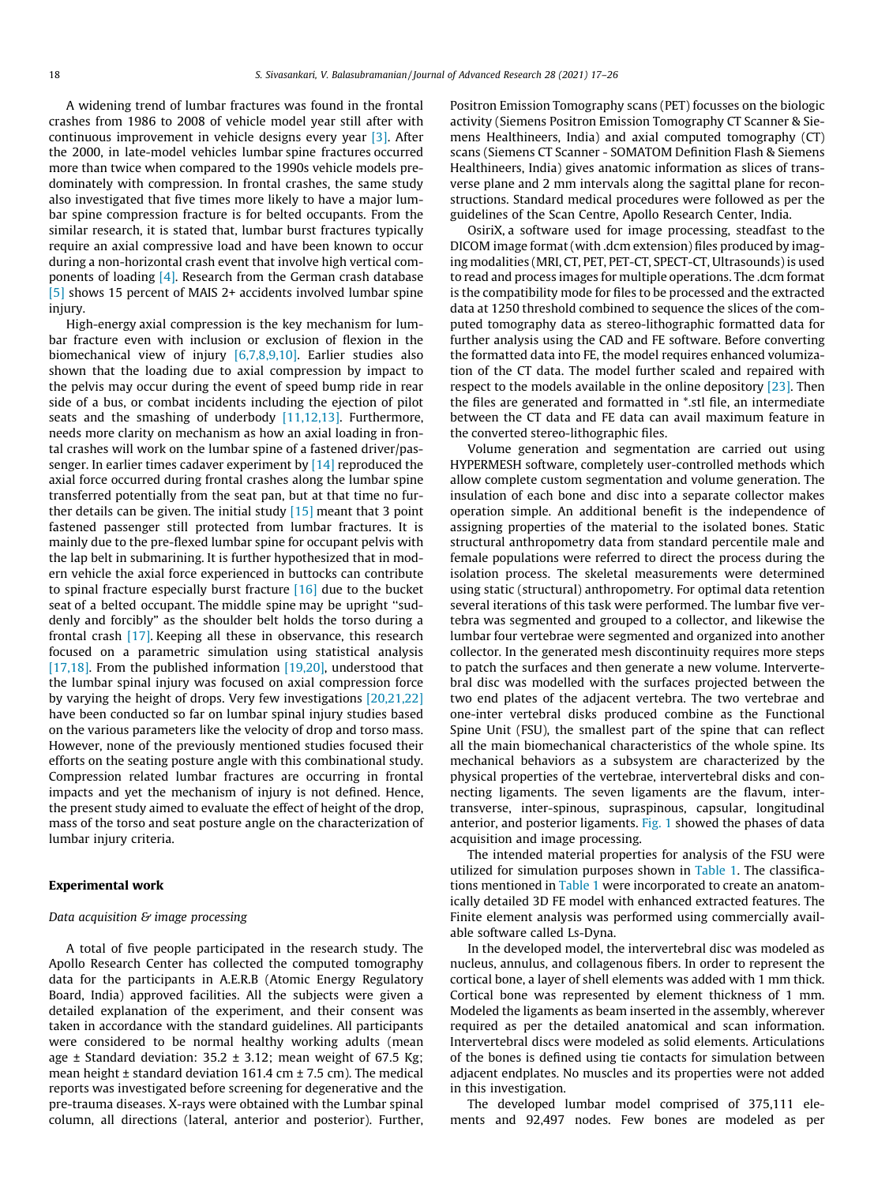A widening trend of lumbar fractures was found in the frontal crashes from 1986 to 2008 of vehicle model year still after with continuous improvement in vehicle designs every year [3]. After the 2000, in late-model vehicles lumbar spine fractures occurred more than twice when compared to the 1990s vehicle models predominately with compression. In frontal crashes, the same study also investigated that five times more likely to have a major lumbar spine compression fracture is for belted occupants. From the similar research, it is stated that, lumbar burst fractures typically require an axial compressive load and have been known to occur during a non-horizontal crash event that involve high vertical components of loading [4]. Research from the German crash database [5] shows 15 percent of MAIS 2+ accidents involved lumbar spine injury.

High-energy axial compression is the key mechanism for lumbar fracture even with inclusion or exclusion of flexion in the biomechanical view of injury [6,7,8,9,10]. Earlier studies also shown that the loading due to axial compression by impact to the pelvis may occur during the event of speed bump ride in rear side of a bus, or combat incidents including the ejection of pilot seats and the smashing of underbody [11,12,13]. Furthermore, needs more clarity on mechanism as how an axial loading in frontal crashes will work on the lumbar spine of a fastened driver/passenger. In earlier times cadaver experiment by [14] reproduced the axial force occurred during frontal crashes along the lumbar spine transferred potentially from the seat pan, but at that time no further details can be given. The initial study [15] meant that 3 point fastened passenger still protected from lumbar fractures. It is mainly due to the pre-flexed lumbar spine for occupant pelvis with the lap belt in submarining. It is further hypothesized that in modern vehicle the axial force experienced in buttocks can contribute to spinal fracture especially burst fracture [16] due to the bucket seat of a belted occupant. The middle spine may be upright "suddenly and forcibly" as the shoulder belt holds the torso during a frontal crash [17]. Keeping all these in observance, this research focused on a parametric simulation using statistical analysis [17,18]. From the published information [19,20], understood that the lumbar spinal injury was focused on axial compression force by varying the height of drops. Very few investigations [20,21,22] have been conducted so far on lumbar spinal injury studies based on the various parameters like the velocity of drop and torso mass. However, none of the previously mentioned studies focused their efforts on the seating posture angle with this combinational study. Compression related lumbar fractures are occurring in frontal impacts and yet the mechanism of injury is not defined. Hence, the present study aimed to evaluate the effect of height of the drop, mass of the torso and seat posture angle on the characterization of lumbar injury criteria.

## Experimental work

### *Data acquisition & image processing*

A total of five people participated in the research study. The Apollo Research Center has collected the computed tomography data for the participants in A.E.R.B (Atomic Energy Regulatory Board, India) approved facilities. All the subjects were given a detailed explanation of the experiment, and their consent was taken in accordance with the standard guidelines. All participants were considered to be normal healthy working adults (mean age ± Standard deviation: 35.2 ± 3.12; mean weight of 67.5 Kg; mean height ± standard deviation 161.4 cm ± 7.5 cm). The medical reports was investigated before screening for degenerative and the pre-trauma diseases. X-rays were obtained with the Lumbar spinal column, all directions (lateral, anterior and posterior). Further, Positron Emission Tomography scans (PET) focusses on the biologic activity (Siemens Positron Emission Tomography CT Scanner & Siemens Healthineers, India) and axial computed tomography (CT) scans (Siemens CT Scanner - SOMATOM Definition Flash & Siemens Healthineers, India) gives anatomic information as slices of transverse plane and 2 mm intervals along the sagittal plane for reconstructions. Standard medical procedures were followed as per the guidelines of the Scan Centre, Apollo Research Center, India.

OsiriX, a software used for image processing, steadfast to the DICOM image format (with .dcm extension) files produced by imaging modalities (MRI, CT, PET, PET-CT, SPECT-CT, Ultrasounds) is used to read and process images for multiple operations. The .dcm format is the compatibility mode for files to be processed and the extracted data at 1250 threshold combined to sequence the slices of the computed tomography data as stereo-lithographic formatted data for further analysis using the CAD and FE software. Before converting the formatted data into FE, the model requires enhanced volumization of the CT data. The model further scaled and repaired with respect to the models available in the online depository [23]. Then the files are generated and formatted in *.stl file, an intermediate between the CT data and FE data can avail maximum feature in the converted stereo-lithographic files.

Volume generation and segmentation are carried out using HYPERMESH software, completely user-controlled methods which allow complete custom segmentation and volume generation. The insulation of each bone and disc into a separate collector makes operation simple. An additional benefit is the independence of assigning properties of the material to the isolated bones. Static structural anthropometry data from standard percentile male and female populations were referred to direct the process during the isolation process. The skeletal measurements were determined using static (structural) anthropometry. For optimal data retention several iterations of this task were performed. The lumbar five vertebra was segmented and grouped to a collector, and likewise the lumbar four vertebrae were segmented and organized into another collector. In the generated mesh discontinuity requires more steps to patch the surfaces and then generate a new volume. Intervertebral disc was modelled with the surfaces projected between the two end plates of the adjacent vertebra. The two vertebrae and one-inter vertebral disks produced combine as the Functional Spine Unit (FSU), the smallest part of the spine that can reflect all the main biomechanical characteristics of the whole spine. Its mechanical behaviors as a subsystem are characterized by the physical properties of the vertebrae, intervertebral disks and connecting ligaments. The seven ligaments are the flavum, intertransverse, inter-spinous, supraspinous, capsular, longitudinal anterior, and posterior ligaments. Fig. 1 showed the phases of data acquisition and image processing.

The intended material properties for analysis of the FSU were utilized for simulation purposes shown in Table 1. The classifications mentioned in Table 1 were incorporated to create an anatomically detailed 3D FE model with enhanced extracted features. The Finite element analysis was performed using commercially available software called Ls-Dyna.

In the developed model, the intervertebral disc was modeled as nucleus, annulus, and collagenous fibers. In order to represent the cortical bone, a layer of shell elements was added with 1 mm thick. Cortical bone was represented by element thickness of 1 mm. Modeled the ligaments as beam inserted in the assembly, wherever required as per the detailed anatomical and scan information. Intervertebral discs were modeled as solid elements. Articulations of the bones is defined using tie contacts for simulation between adjacent endplates. No muscles and its properties were not added in this investigation.

The developed lumbar model comprised of 375,111 elements and 92,497 nodes. Few bones are modeled as per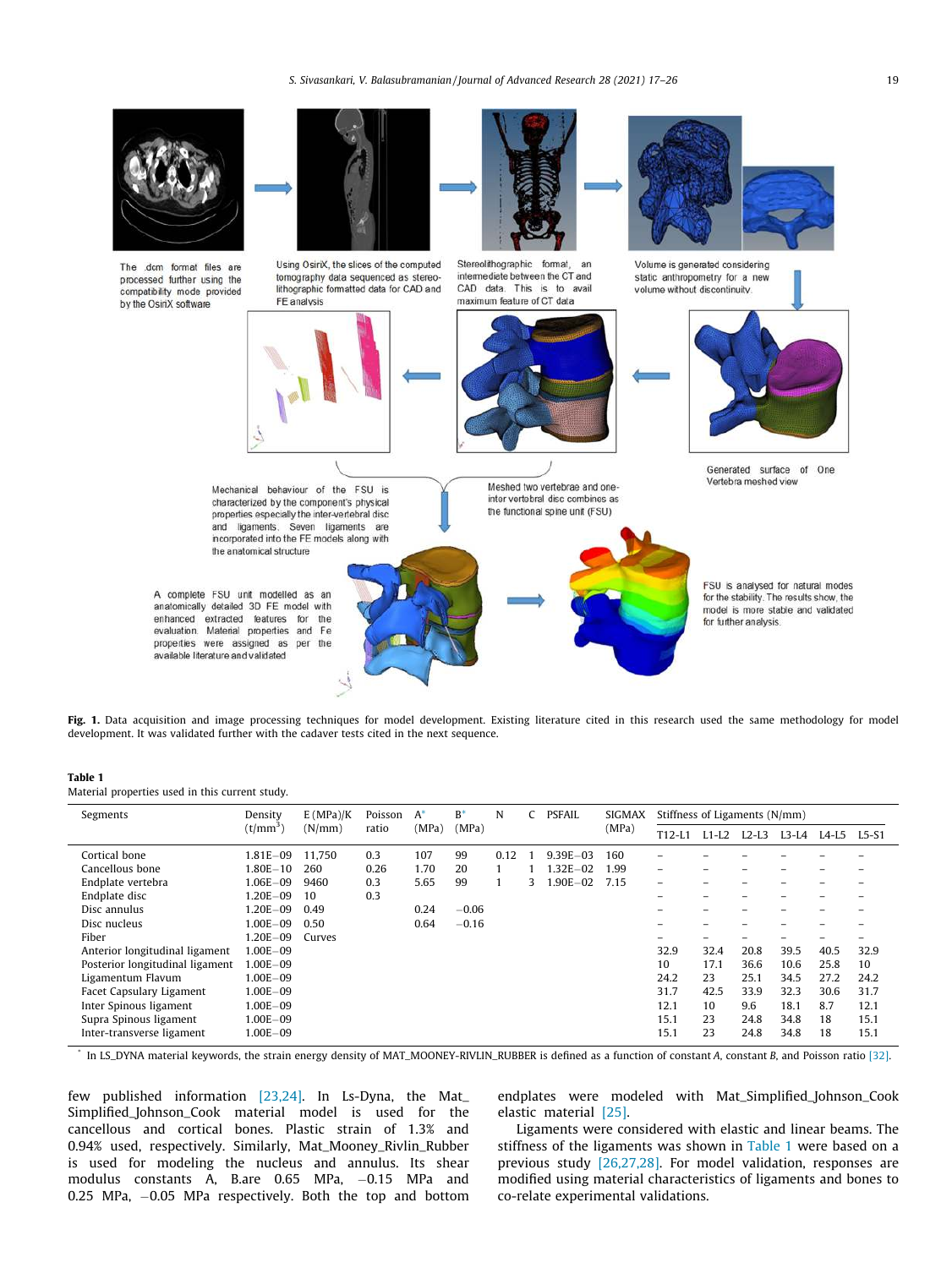**Fig. 1.** Data acquisition and image processing techniques for model development. Existing literature cited in this research used the same methodology for model development. It was validated further with the cadaver tests cited in the next sequence.

**Table 1**
Material properties used in this current study.

| Segments | Density (t/mm$^3$) | E (MPa)/K (N/mm) | Poisson ratio | A* (MPa) | B* (MPa) | N | C | PSFAIL | SIGMAX (MPa) | Stiffness of Ligaments (N/mm) | | | | | |
|---|---|---|---|---|---|---|---|---|---|---|---|---|---|---|---|
| | | | | | | | | | | T12-L1 | L1-L2 | L2-L3 | L3-L4 | L4-L5 | L5-S1 |
| Cortical bone | 1.81E−09 | 11,750 | 0.3 | 107 | 99 | 0.12 | 1 | 9.39E−03 | 160 | – | – | – | – | – | – |
| Cancellous bone | 1.80E−10 | 260 | 0.26 | 1.70 | 20 | 1 | 1 | 1.32E−02 | 1.99 | – | – | – | – | – | – |
| Endplate vertebra | 1.06E−09 | 9460 | 0.3 | 5.65 | 99 | 1 | 3 | 1.90E−02 | 7.15 | – | – | – | – | – | – |
| Endplate disc | 1.20E−09 | 10 | 0.3 | | | | | | | – | – | – | – | – | – |
| Disc annulus | 1.20E−09 | 0.49 | | 0.24 | −0.06 | | | | | – | – | – | – | – | – |
| Disc nucleus | 1.00E−09 | 0.50 | | 0.64 | −0.16 | | | | | – | – | – | – | – | – |
| Fiber | 1.20E−09 | Curves | | | | | | | | – | – | – | – | – | – |
| Anterior longitudinal ligament | 1.00E−09 | | | | | | | | | 32.9 | 32.4 | 20.8 | 39.5 | 40.5 | 32.9 |
| Posterior longitudinal ligament | 1.00E−09 | | | | | | | | | 10 | 17.1 | 36.6 | 10.6 | 25.8 | 10 |
| Ligamentum Flavum | 1.00E−09 | | | | | | | | | 24.2 | 23 | 25.1 | 34.5 | 27.2 | 24.2 |
| Facet Capsulary Ligament | 1.00E−09 | | | | | | | | | 31.7 | 42.5 | 33.9 | 32.3 | 30.6 | 31.7 |
| Inter Spinous ligament | 1.00E−09 | | | | | | | | | 12.1 | 10 | 9.6 | 18.1 | 8.7 | 12.1 |
| Supra Spinous ligament | 1.00E−09 | | | | | | | | | 15.1 | 23 | 24.8 | 34.8 | 18 | 15.1 |
| Inter-transverse ligament | 1.00E−09 | | | | | | | | | 15.1 | 23 | 24.8 | 34.8 | 18 | 15.1 |

\* In LS_DYNA material keywords, the strain energy density of MAT_MOONEY-RIVLIN_RUBBER is defined as a function of constant A, constant B, and Poisson ratio [32].

few published information [23,24]. In Ls-Dyna, the Mat_Simplified_Johnson_Cook material model is used for the cancellous and cortical bones. Plastic strain of 1.3% and 0.94% used, respectively. Similarly, Mat_Mooney_Rivlin_Rubber is used for modeling the nucleus and annulus. Its shear modulus constants A, B.are 0.65 MPa, −0.15 MPa and 0.25 MPa, −0.05 MPa respectively. Both the top and bottom endplates were modeled with Mat_Simplified_Johnson_Cook elastic material [25].

Ligaments were considered with elastic and linear beams. The stiffness of the ligaments was shown in Table 1 were based on a previous study [26,27,28]. For model validation, responses are modified using material characteristics of ligaments and bones to co-relate experimental validations.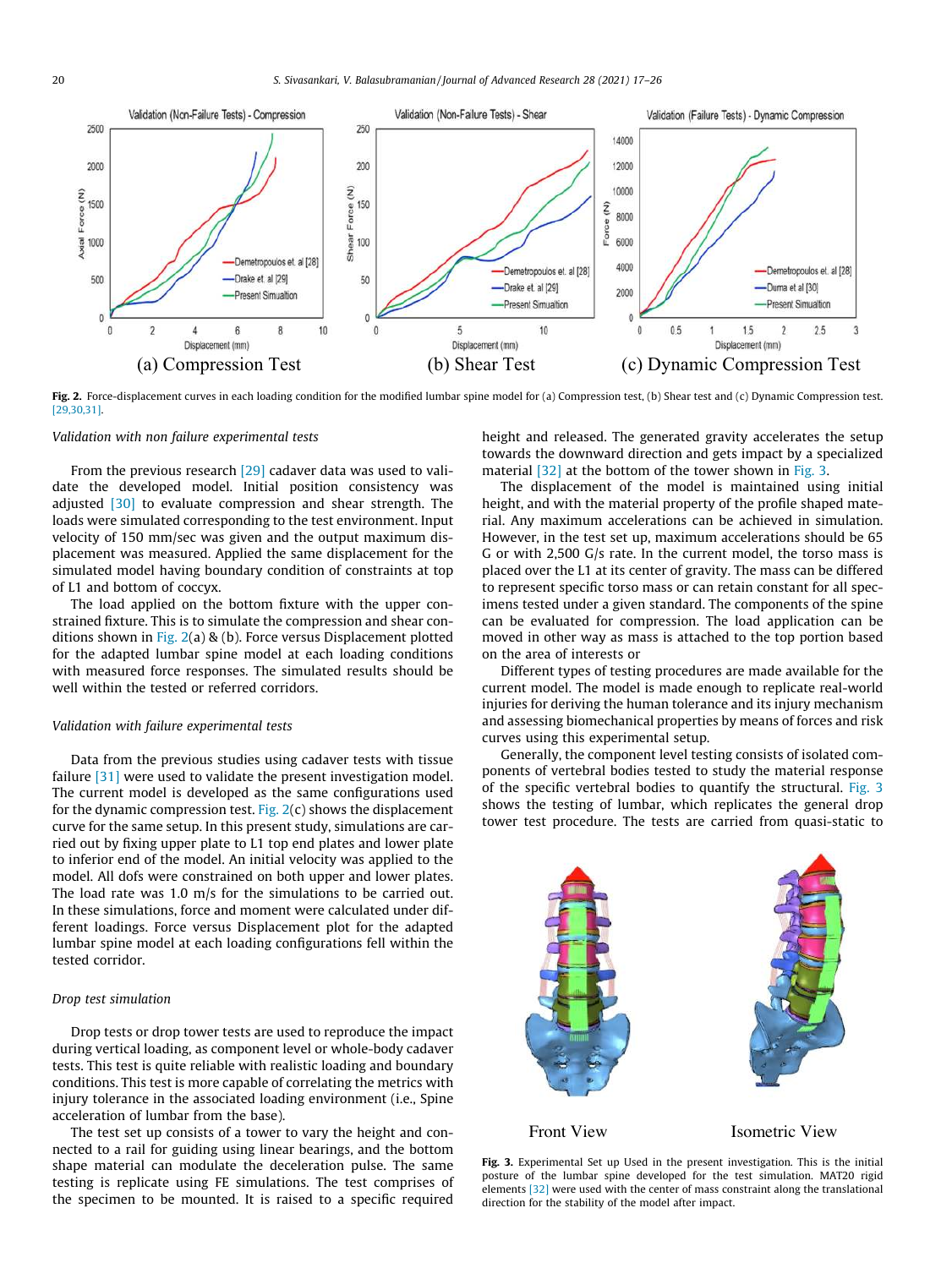Fig. 2. Force-displacement curves in each loading condition for the modified lumbar spine model for (a) Compression test, (b) Shear test and (c) Dynamic Compression test. [29,30,31].

### *Validation with non failure experimental tests*

From the previous research [29] cadaver data was used to validate the developed model. Initial position consistency was adjusted [30] to evaluate compression and shear strength. The loads were simulated corresponding to the test environment. Input velocity of 150 mm/sec was given and the output maximum displacement was measured. Applied the same displacement for the simulated model having boundary condition of constraints at top of L1 and bottom of coccyx.

The load applied on the bottom fixture with the upper constrained fixture. This is to simulate the compression and shear conditions shown in Fig. 2(a) & (b). Force versus Displacement plotted for the adapted lumbar spine model at each loading conditions with measured force responses. The simulated results should be well within the tested or referred corridors.

### *Validation with failure experimental tests*

Data from the previous studies using cadaver tests with tissue failure [31] were used to validate the present investigation model. The current model is developed as the same configurations used for the dynamic compression test. Fig. 2(c) shows the displacement curve for the same setup. In this present study, simulations are carried out by fixing upper plate to L1 top end plates and lower plate to inferior end of the model. An initial velocity was applied to the model. All dofs were constrained on both upper and lower plates. The load rate was 1.0 m/s for the simulations to be carried out. In these simulations, force and moment were calculated under different loadings. Force versus Displacement plot for the adapted lumbar spine model at each loading configurations fell within the tested corridor.

### *Drop test simulation*

Drop tests or drop tower tests are used to reproduce the impact during vertical loading, as component level or whole-body cadaver tests. This test is quite reliable with realistic loading and boundary conditions. This test is more capable of correlating the metrics with injury tolerance in the associated loading environment (i.e., Spine acceleration of lumbar from the base).

The test set up consists of a tower to vary the height and connected to a rail for guiding using linear bearings, and the bottom shape material can modulate the deceleration pulse. The same testing is replicate using FE simulations. The test comprises of the specimen to be mounted. It is raised to a specific required height and released. The generated gravity accelerates the setup towards the downward direction and gets impact by a specialized material [32] at the bottom of the tower shown in Fig. 3.

The displacement of the model is maintained using initial height, and with the material property of the profile shaped material. Any maximum accelerations can be achieved in simulation. However, in the test set up, maximum accelerations should be 65 G or with 2,500 G/s rate. In the current model, the torso mass is placed over the L1 at its center of gravity. The mass can be differed to represent specific torso mass or can retain constant for all specimens tested under a given standard. The components of the spine can be evaluated for compression. The load application can be moved in other way as mass is attached to the top portion based on the area of interests or

Different types of testing procedures are made available for the current model. The model is made enough to replicate real-world injuries for deriving the human tolerance and its injury mechanism and assessing biomechanical properties by means of forces and risk curves using this experimental setup.

Generally, the component level testing consists of isolated components of vertebral bodies tested to study the material response of the specific vertebral bodies to quantify the structural. Fig. 3 shows the testing of lumbar, which replicates the general drop tower test procedure. The tests are carried from quasi-static to

Front View    Isometric View

Fig. 3. Experimental Set up Used in the present investigation. This is the initial posture of the lumbar spine developed for the test simulation. MAT20 rigid elements [32] were used with the center of mass constraint along the translational direction for the stability of the model after impact.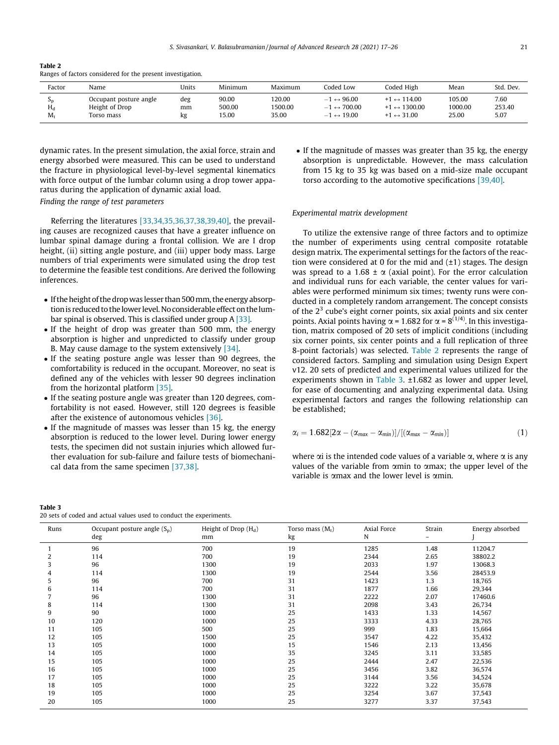**Table 2**
Ranges of factors considered for the present investigation.

| Factor | Name | Units | Minimum | Maximum | Coded Low | Coded High | Mean | Std. Dev. |
|---|---|---|---|---|---|---|---|---|
| $S_p$ | Occupant posture angle | deg | 90.00 | 120.00 | $-1 \leftrightarrow 96.00$ | $+1 \leftrightarrow 114.00$ | 105.00 | 7.60 |
| $H_d$ | Height of Drop | mm | 500.00 | 1500.00 | $-1 \leftrightarrow 700.00$ | $+1 \leftrightarrow 1300.00$ | 1000.00 | 253.40 |
| $M_t$ | Torso mass | kg | 15.00 | 35.00 | $-1 \leftrightarrow 19.00$ | $+1 \leftrightarrow 31.00$ | 25.00 | 5.07 |

dynamic rates. In the present simulation, the axial force, strain and energy absorbed were measured. This can be used to understand the fracture in physiological level-by-level segmental kinematics with force output of the lumbar column using a drop tower apparatus during the application of dynamic axial load.

*Finding the range of test parameters*

Referring the literatures [33,34,35,36,37,38,39,40], the prevailing causes are recognized causes that have a greater influence on lumbar spinal damage during a frontal collision. We are I drop height, (ii) sitting angle posture, and (iii) upper body mass. Large numbers of trial experiments were simulated using the drop test to determine the feasible test conditions. Are derived the following inferences.

- If the height of the drop was lesser than 500 mm, the energy absorption is reduced to the lower level. No considerable effect on the lumbar spinal is observed. This is classified under group A [33].
- If the height of drop was greater than 500 mm, the energy absorption is higher and unpredicted to classify under group B. May cause damage to the system extensively [34].
- If the seating posture angle was lesser than 90 degrees, the comfortability is reduced in the occupant. Moreover, no seat is defined any of the vehicles with lesser 90 degrees inclination from the horizontal platform [35].
- If the seating posture angle was greater than 120 degrees, comfortability is not eased. However, still 120 degrees is feasible after the existence of autonomous vehicles [36].
- If the magnitude of masses was lesser than 15 kg, the energy absorption is reduced to the lower level. During lower energy tests, the specimen did not sustain injuries which allowed further evaluation for sub-failure and failure tests of biomechanical data from the same specimen [37,38].
- If the magnitude of masses was greater than 35 kg, the energy absorption is unpredictable. However, the mass calculation from 15 kg to 35 kg was based on a mid-size male occupant torso according to the automotive specifications [39,40].

*Experimental matrix development*

To utilize the extensive range of three factors and to optimize the number of experiments using central composite rotatable design matrix. The experimental settings for the factors of the reaction were considered at 0 for the mid and (±1) stages. The design was spread to a 1.68 ± α (axial point). For the error calculation and individual runs for each variable, the center values for variables were performed minimum six times; twenty runs were conducted in a completely random arrangement. The concept consists of the $2^3$ cube's eight corner points, six axial points and six center points. Axial points having $\alpha = 1.682$ for $\alpha = 8^{(1/4)}$. In this investigation, matrix composed of 20 sets of implicit conditions (including six corner points, six center points and a full replication of three 8-point factorials) was selected. Table 2 represents the range of considered factors. Sampling and simulation using Design Expert v12. 20 sets of predicted and experimental values utilized for the experiments shown in Table 3. ±1.682 as lower and upper level, for ease of documenting and analyzing experimental data. Using experimental factors and ranges the following relationship can be established;

$$\alpha_i = 1.682[2\alpha - (\alpha_{max} - \alpha_{min})]/[(\alpha_{max} - \alpha_{min})] \tag{1}$$

where αi is the intended code values of a variable α, where α is any values of the variable from αmin to αmax; the upper level of the variable is αmax and the lower level is αmin.

**Table 3**
20 sets of coded and actual values used to conduct the experiments.

| Runs | Occupant posture angle ($S_p$) deg | Height of Drop ($H_d$) mm | Torso mass ($M_t$) kg | Axial Force N | Strain – | Energy absorbed J |
|---|---|---|---|---|---|---|
| 1 | 96 | 700 | 19 | 1285 | 1.48 | 11204.7 |
| 2 | 114 | 700 | 19 | 2344 | 2.65 | 38802.2 |
| 3 | 96 | 1300 | 19 | 2033 | 1.97 | 13068.3 |
| 4 | 114 | 1300 | 19 | 2544 | 3.56 | 28453.9 |
| 5 | 96 | 700 | 31 | 1423 | 1.3 | 18,765 |
| 6 | 114 | 700 | 31 | 1877 | 1.66 | 29,344 |
| 7 | 96 | 1300 | 31 | 2222 | 2.07 | 17460.6 |
| 8 | 114 | 1300 | 31 | 2098 | 3.43 | 26,734 |
| 9 | 90 | 1000 | 25 | 1433 | 1.33 | 14,567 |
| 10 | 120 | 1000 | 25 | 3333 | 4.33 | 28,765 |
| 11 | 105 | 500 | 25 | 999 | 1.83 | 15,664 |
| 12 | 105 | 1500 | 25 | 3547 | 4.22 | 35,432 |
| 13 | 105 | 1000 | 15 | 1546 | 2.13 | 13,456 |
| 14 | 105 | 1000 | 35 | 3245 | 3.11 | 33,585 |
| 15 | 105 | 1000 | 25 | 2444 | 2.47 | 22,536 |
| 16 | 105 | 1000 | 25 | 3456 | 3.82 | 36,574 |
| 17 | 105 | 1000 | 25 | 3144 | 3.56 | 34,524 |
| 18 | 105 | 1000 | 25 | 3222 | 3.22 | 35,678 |
| 19 | 105 | 1000 | 25 | 3254 | 3.67 | 37,543 |
| 20 | 105 | 1000 | 25 | 3277 | 3.37 | 37,543 |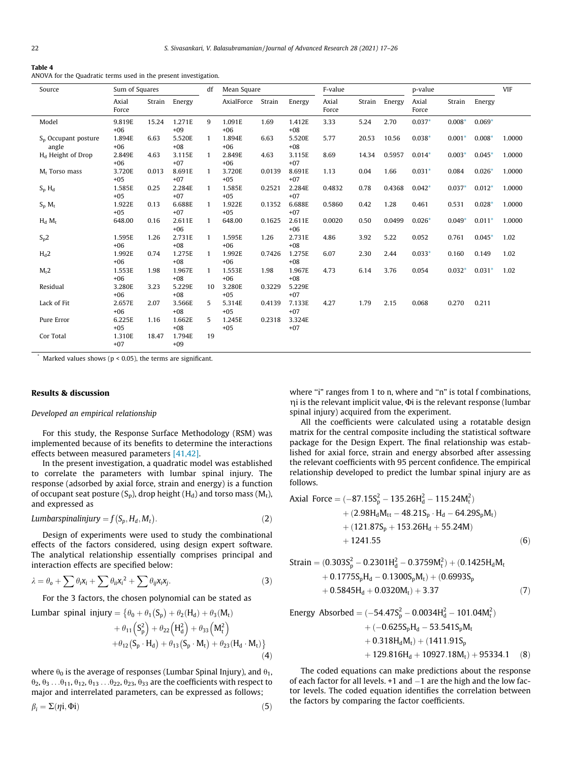**Table 4**
ANOVA for the Quadratic terms used in the present investigation.

| Source | Sum of Squares | | | df | Mean Square | | | F-value | | | p-value | | | VIF |
|---|---|---|---|---|---|---|---|---|---|---|---|---|---|---|
| | Axial Force | Strain | Energy | | AxialForce | Strain | Energy | Axial Force | Strain | Energy | Axial Force | Strain | Energy | |
| Model | 9.819E+06 | 15.24 | 1.271E+09 | 9 | 1.091E+06 | 1.69 | 1.412E+08 | 3.33 | 5.24 | 2.70 | 0.037* | 0.008* | 0.069* | |
| $S_p$ Occupant posture angle | 1.894E+06 | 6.63 | 5.520E+08 | 1 | 1.894E+06 | 6.63 | 5.520E+08 | 5.77 | 20.53 | 10.56 | 0.038* | 0.001* | 0.008* | 1.0000 |
| $H_d$ Height of Drop | 2.849E+06 | 4.63 | 3.115E+07 | 1 | 2.849E+06 | 4.63 | 3.115E+07 | 8.69 | 14.34 | 0.5957 | 0.014* | 0.003* | 0.045* | 1.0000 |
| $M_t$ Torso mass | 3.720E+05 | 0.013 | 8.691E+07 | 1 | 3.720E+05 | 0.0139 | 8.691E+07 | 1.13 | 0.04 | 1.66 | 0.031* | 0.084 | 0.026* | 1.0000 |
| $S_p$ $H_d$ | 1.585E+05 | 0.25 | 2.284E+07 | 1 | 1.585E+05 | 0.2521 | 2.284E+07 | 0.4832 | 0.78 | 0.4368 | 0.042* | 0.037* | 0.012* | 1.0000 |
| $S_p$ $M_t$ | 1.922E+05 | 0.13 | 6.688E+07 | 1 | 1.922E+05 | 0.1352 | 6.688E+07 | 0.5860 | 0.42 | 1.28 | 0.461 | 0.531 | 0.028* | 1.0000 |
| $H_d$ $M_t$ | 648.00 | 0.16 | 2.611E+06 | 1 | 648.00 | 0.1625 | 2.611E+06 | 0.0020 | 0.50 | 0.0499 | 0.026* | 0.049* | 0.011* | 1.0000 |
| $S_p$2 | 1.595E+06 | 1.26 | 2.731E+08 | 1 | 1.595E+06 | 1.26 | 2.731E+08 | 4.86 | 3.92 | 5.22 | 0.052 | 0.761 | 0.045* | 1.02 |
| $H_d$2 | 1.992E+06 | 0.74 | 1.275E+08 | 1 | 1.992E+06 | 0.7426 | 1.275E+08 | 6.07 | 2.30 | 2.44 | 0.033* | 0.160 | 0.149 | 1.02 |
| $M_t$2 | 1.553E+06 | 1.98 | 1.967E+08 | 1 | 1.553E+06 | 1.98 | 1.967E+08 | 4.73 | 6.14 | 3.76 | 0.054 | 0.032* | 0.031* | 1.02 |
| Residual | 3.280E+06 | 3.23 | 5.229E+08 | 10 | 3.280E+05 | 0.3229 | 5.229E+07 | | | | | | | |
| Lack of Fit | 2.657E+06 | 2.07 | 3.566E+08 | 5 | 5.314E+05 | 0.4139 | 7.133E+07 | 4.27 | 1.79 | 2.15 | 0.068 | 0.270 | 0.211 | |
| Pure Error | 6.225E+05 | 1.16 | 1.662E+08 | 5 | 1.245E+05 | 0.2318 | 3.324E+07 | | | | | | | |
| Cor Total | 1.310E+07 | 18.47 | 1.794E+09 | 19 | | | | | | | | | | |

\* Marked values shows ($p < 0.05$), the terms are significant.

## Results & discussion

### Developed an empirical relationship

For this study, the Response Surface Methodology (RSM) was implemented because of its benefits to determine the interactions effects between measured parameters [41,42].

In the present investigation, a quadratic model was established to correlate the parameters with lumbar spinal injury. The response (adsorbed by axial force, strain and energy) is a function of occupant seat posture ($S_p$), drop height ($H_d$) and torso mass ($M_t$), and expressed as

$$Lumbarspinalinjury = f(S_p, H_d, M_t). \tag{2}$$

Design of experiments were used to study the combinational effects of the factors considered, using design expert software. The analytical relationship essentially comprises principal and interaction effects are specified below:

$$\lambda = \theta_o + \sum \theta_i x_i + \sum \theta_{ii} x_i^2 + \sum \theta_{ij} x_i x_j. \tag{3}$$

For the 3 factors, the chosen polynomial can be stated as

$$\begin{aligned}\text{Lumbar spinal injury} = \{&\theta_0 + \theta_1(S_p) + \theta_2(H_d) + \theta_3(M_t) \\ &+ \theta_{11}\left(S_p^2\right) + \theta_{22}\left(H_d^2\right) + \theta_{33}\left(M_t^2\right) \\ &+ \theta_{12}(S_p \cdot H_d) + \theta_{13}(S_p \cdot M_t) + \theta_{23}(H_d \cdot M_t)\}\end{aligned} \tag{4}$$

where $\theta_0$ is the average of responses (Lumbar Spinal Injury), and $\theta_1$, $\theta_2$, $\theta_3 \ldots \theta_{11}$, $\theta_{12}$, $\theta_{13} \ldots \theta_{22}$, $\theta_{23}$, $\theta_{33}$ are the coefficients with respect to major and interrelated parameters, can be expressed as follows;

$$\beta_i = \Sigma(\eta i, \Phi i) \tag{5}$$

where "i" ranges from 1 to n, where and "n" is total f combinations, ηi is the relevant implicit value, Φi is the relevant response (lumbar spinal injury) acquired from the experiment.

All the coefficients were calculated using a rotatable design matrix for the central composite including the statistical software package for the Design Expert. The final relationship was established for axial force, strain and energy absorbed after assessing the relevant coefficients with 95 percent confidence. The empirical relationship developed to predict the lumbar spinal injury are as follows:

$$\begin{aligned}\text{Axial Force} = &(-87.15S_p^2 - 135.26H_d^2 - 115.24M_t^2) \\ &+ (2.98H_dM_{tt} - 48.21S_p \cdot H_d - 64.29S_pM_t) \\ &+ (121.87S_p + 153.26H_d + 55.24M) \\ &+ 1241.55\end{aligned} \tag{6}$$

$$\begin{aligned}\text{Strain} = &(0.303S_p^2 - 0.2301H_d^2 - 0.3759M_t^2) + (0.1425H_dM_t \\ &+ 0.1775S_pH_d - 0.1300S_pM_t) + (0.6993S_p \\ &+ 0.5845H_d + 0.0320M_t) + 3.37\end{aligned} \tag{7}$$

$$\begin{aligned}\text{Energy Absorbed} = &(-54.47S_p^2 - 0.0034H_d^2 - 101.04M_t^2) \\ &+ (-0.625S_pH_d - 53.541S_pM_t \\ &+ 0.318H_dM_t) + (1411.91S_p \\ &+ 129.816H_d + 10927.18M_t) + 95334.1\end{aligned} \tag{8}$$

The coded equations can make predictions about the response of each factor for all levels. +1 and −1 are the high and the low factor levels. The coded equation identifies the correlation between the factors by comparing the factor coefficients.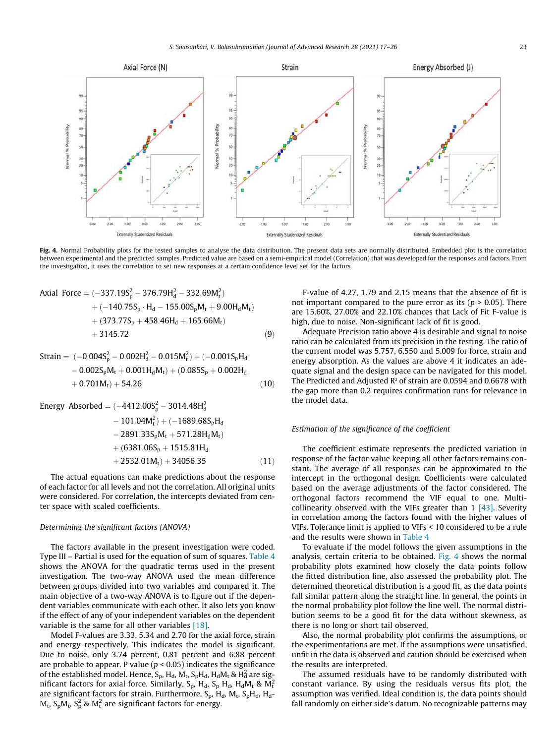Fig. 4. Normal Probability plots for the tested samples to analyse the data distribution. The present data sets are normally distributed. Embedded plot is the correlation between experimental and the predicted samples. Predicted value are based on a semi-empirical model (Correlation) that was developed for the responses and factors. From the investigation, it uses the correlation to set new responses at a certain confidence level set for the factors.

$$\text{Axial Force} = (-337.19S_p^2 - 376.79H_d^2 - 332.69M_t^2) + (-140.75S_p \cdot H_d - 155.00S_pM_t + 9.00H_dM_t) + (373.77S_p + 458.46H_d + 165.66M_t) + 3145.72 \quad (9)$$

$$\text{Strain} = (-0.004S_p^2 - 0.002H_d^2 - 0.015M_t^2) + (-0.001S_pH_d - 0.002S_pM_t + 0.001H_dM_t) + (0.085S_p + 0.002H_d + 0.701M_t) + 54.26 \quad (10)$$

$$\text{Energy Absorbed} = (-4412.00S_p^2 - 3014.48H_d^2 - 101.04M_t^2) + (-1689.68S_pH_d - 2891.33S_pM_t + 571.28H_dM_t) + (6381.06S_p + 1515.81H_d + 2532.01M_t) + 34056.35 \quad (11)$$

The actual equations can make predictions about the response of each factor for all levels and not the correlation. All original units were considered. For correlation, the intercepts deviated from center space with scaled coefficients.

### Determining the significant factors (ANOVA)

The factors available in the present investigation were coded. Type III – Partial is used for the equation of sum of squares. Table 4 shows the ANOVA for the quadratic terms used in the present investigation. The two-way ANOVA used the mean difference between groups divided into two variables and compared it. The main objective of a two-way ANOVA is to figure out if the dependent variables communicate with each other. It also lets you know if the effect of any of your independent variables on the dependent variable is the same for all other variables [18].

Model F-values are 3.33, 5.34 and 2.70 for the axial force, strain and energy respectively. This indicates the model is significant. Due to noise, only 3.74 percent, 0.81 percent and 6.88 percent are probable to appear. P value ($p < 0.05$) indicates the significance of the established model. Hence, $S_p$, $H_d$, $M_t$, $S_pH_d$, $H_dM_t$ & $H_d^2$ are significant factors for axial force. Similarly, $S_p$, $H_d$, $S_p$ $H_d$, $H_dM_t$ & $M_t^2$ are significant factors for strain. Furthermore, $S_p$, $H_d$, $M_t$, $S_pH_d$, $H_d$-$M_t$, $S_pM_t$, $S_p^2$ & $M_t^2$ are significant factors for energy.

F-value of 4.27, 1.79 and 2.15 means that the absence of fit is not important compared to the pure error as its ($p > 0.05$). There are 15.60%, 27.00% and 22.10% chances that Lack of Fit F-value is high, due to noise. Non-significant lack of fit is good.

Adequate Precision ratio above 4 is desirable and signal to noise ratio can be calculated from its precision in the testing. The ratio of the current model was 5.757, 6.550 and 5.009 for force, strain and energy absorption. As the values are above 4 it indicates an adequate signal and the design space can be navigated for this model. The Predicted and Adjusted $R^2$ of strain are 0.0594 and 0.6678 with the gap more than 0.2 requires confirmation runs for relevance in the model data.

### Estimation of the significance of the coefficient

The coefficient estimate represents the predicted variation in response of the factor value keeping all other factors remains constant. The average of all responses can be approximated to the intercept in the orthogonal design. Coefficients were calculated based on the average adjustments of the factor considered. The orthogonal factors recommend the VIF equal to one. Multicollinearity observed with the VIFs greater than 1 [43]. Severity in correlation among the factors found with the higher values of VIFs. Tolerance limit is applied to VIFs < 10 considered to be a rule and the results were shown in Table 4

To evaluate if the model follows the given assumptions in the analysis, certain criteria to be obtained. Fig. 4 shows the normal probability plots examined how closely the data points follow the fitted distribution line, also assessed the probability plot. The determined theoretical distribution is a good fit, as the data points fall similar pattern along the straight line. In general, the points in the normal probability plot follow the line well. The normal distribution seems to be a good fit for the data without skewness, as there is no long or short tail observed,

Also, the normal probability plot confirms the assumptions, or the experimentations are met. If the assumptions were unsatisfied, unfit in the data is observed and caution should be exercised when the results are interpreted.

The assumed residuals have to be randomly distributed with constant variance. By using the residuals versus fits plot, the assumption was verified. Ideal condition is, the data points should fall randomly on either side's datum. No recognizable patterns may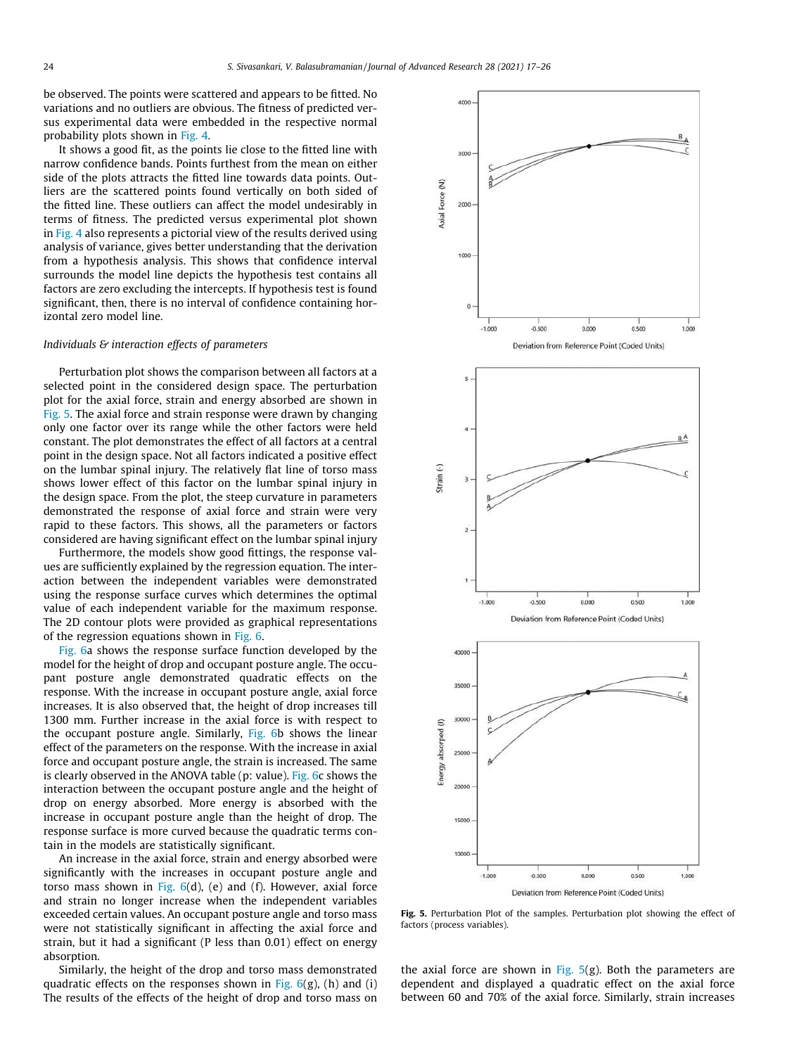be observed. The points were scattered and appears to be fitted. No variations and no outliers are obvious. The fitness of predicted versus experimental data were embedded in the respective normal probability plots shown in Fig. 4.

It shows a good fit, as the points lie close to the fitted line with narrow confidence bands. Points furthest from the mean on either side of the plots attracts the fitted line towards data points. Outliers are the scattered points found vertically on both sided of the fitted line. These outliers can affect the model undesirably in terms of fitness. The predicted versus experimental plot shown in Fig. 4 also represents a pictorial view of the results derived using analysis of variance, gives better understanding that the derivation from a hypothesis analysis. This shows that confidence interval surrounds the model line depicts the hypothesis test contains all factors are zero excluding the intercepts. If hypothesis test is found significant, then, there is no interval of confidence containing horizontal zero model line.

### *Individuals & interaction effects of parameters*

Perturbation plot shows the comparison between all factors at a selected point in the considered design space. The perturbation plot for the axial force, strain and energy absorbed are shown in Fig. 5. The axial force and strain response were drawn by changing only one factor over its range while the other factors were held constant. The plot demonstrates the effect of all factors at a central point in the design space. Not all factors indicated a positive effect on the lumbar spinal injury. The relatively flat line of torso mass shows lower effect of this factor on the lumbar spinal injury in the design space. From the plot, the steep curvature in parameters demonstrated the response of axial force and strain were very rapid to these factors. This shows, all the parameters or factors considered are having significant effect on the lumbar spinal injury

Furthermore, the models show good fittings, the response values are sufficiently explained by the regression equation. The interaction between the independent variables were demonstrated using the response surface curves which determines the optimal value of each independent variable for the maximum response. The 2D contour plots were provided as graphical representations of the regression equations shown in Fig. 6.

Fig. 6a shows the response surface function developed by the model for the height of drop and occupant posture angle. The occupant posture angle demonstrated quadratic effects on the response. With the increase in occupant posture angle, axial force increases. It is also observed that, the height of drop increases till 1300 mm. Further increase in the axial force is with respect to the occupant posture angle. Similarly, Fig. 6b shows the linear effect of the parameters on the response. With the increase in axial force and occupant posture angle, the strain is increased. The same is clearly observed in the ANOVA table (p: value). Fig. 6c shows the interaction between the occupant posture angle and the height of drop on energy absorbed. More energy is absorbed with the increase in occupant posture angle than the height of drop. The response surface is more curved because the quadratic terms contain in the models are statistically significant.

An increase in the axial force, strain and energy absorbed were significantly with the increases in occupant posture angle and torso mass shown in Fig. 6(d), (e) and (f). However, axial force and strain no longer increase when the independent variables exceeded certain values. An occupant posture angle and torso mass were not statistically significant in affecting the axial force and strain, but it had a significant (P less than 0.01) effect on energy absorption.

Similarly, the height of the drop and torso mass demonstrated quadratic effects on the responses shown in Fig. 6(g), (h) and (i) The results of the effects of the height of drop and torso mass on the axial force are shown in Fig. 5(g). Both the parameters are dependent and displayed a quadratic effect on the axial force between 60 and 70% of the axial force. Similarly, strain increases

**Fig. 5.** Perturbation Plot of the samples. Perturbation plot showing the effect of factors (process variables).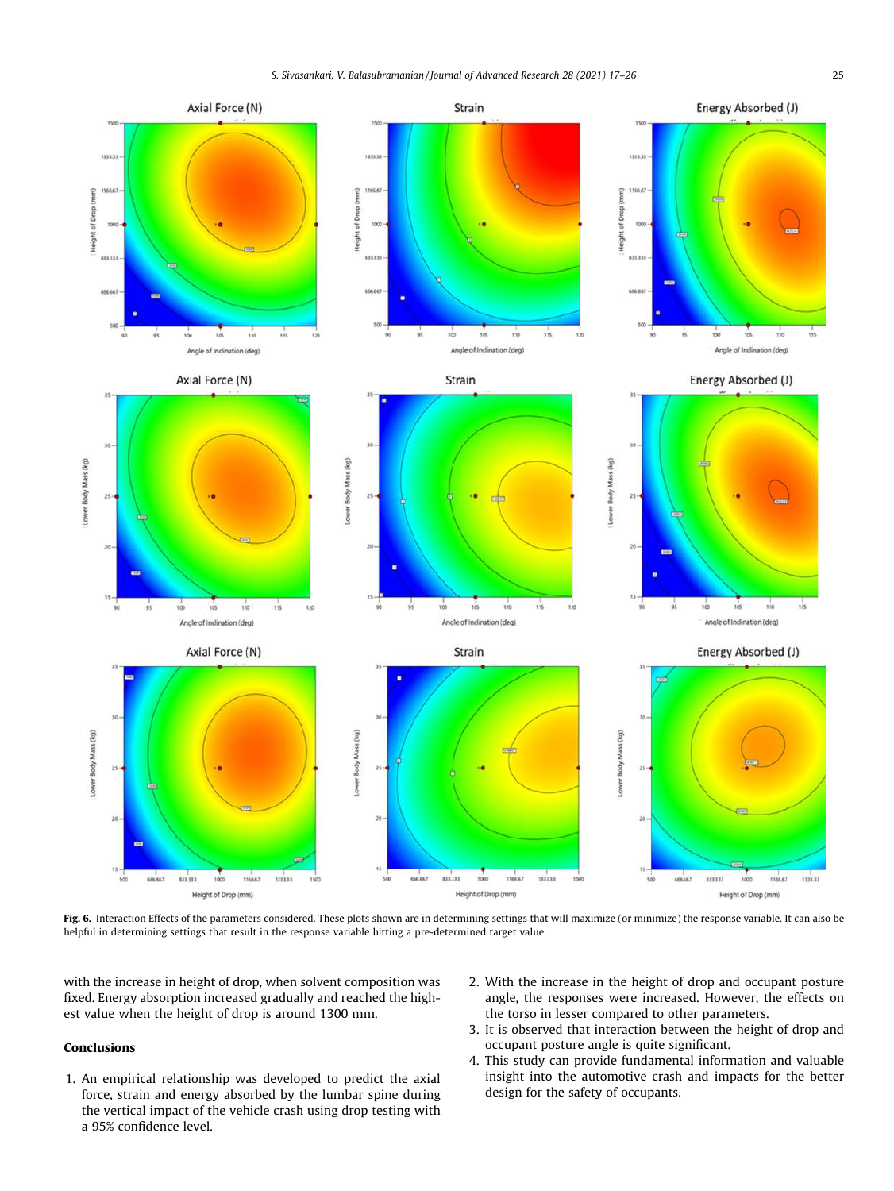**Fig. 6.** Interaction Effects of the parameters considered. These plots shown are in determining settings that will maximize (or minimize) the response variable. It can also be helpful in determining settings that result in the response variable hitting a pre-determined target value.

with the increase in height of drop, when solvent composition was fixed. Energy absorption increased gradually and reached the highest value when the height of drop is around 1300 mm.

## Conclusions

1. An empirical relationship was developed to predict the axial force, strain and energy absorbed by the lumbar spine during the vertical impact of the vehicle crash using drop testing with a 95% confidence level.
2. With the increase in the height of drop and occupant posture angle, the responses were increased. However, the effects on the torso in lesser compared to other parameters.
3. It is observed that interaction between the height of drop and occupant posture angle is quite significant.
4. This study can provide fundamental information and valuable insight into the automotive crash and impacts for the better design for the safety of occupants.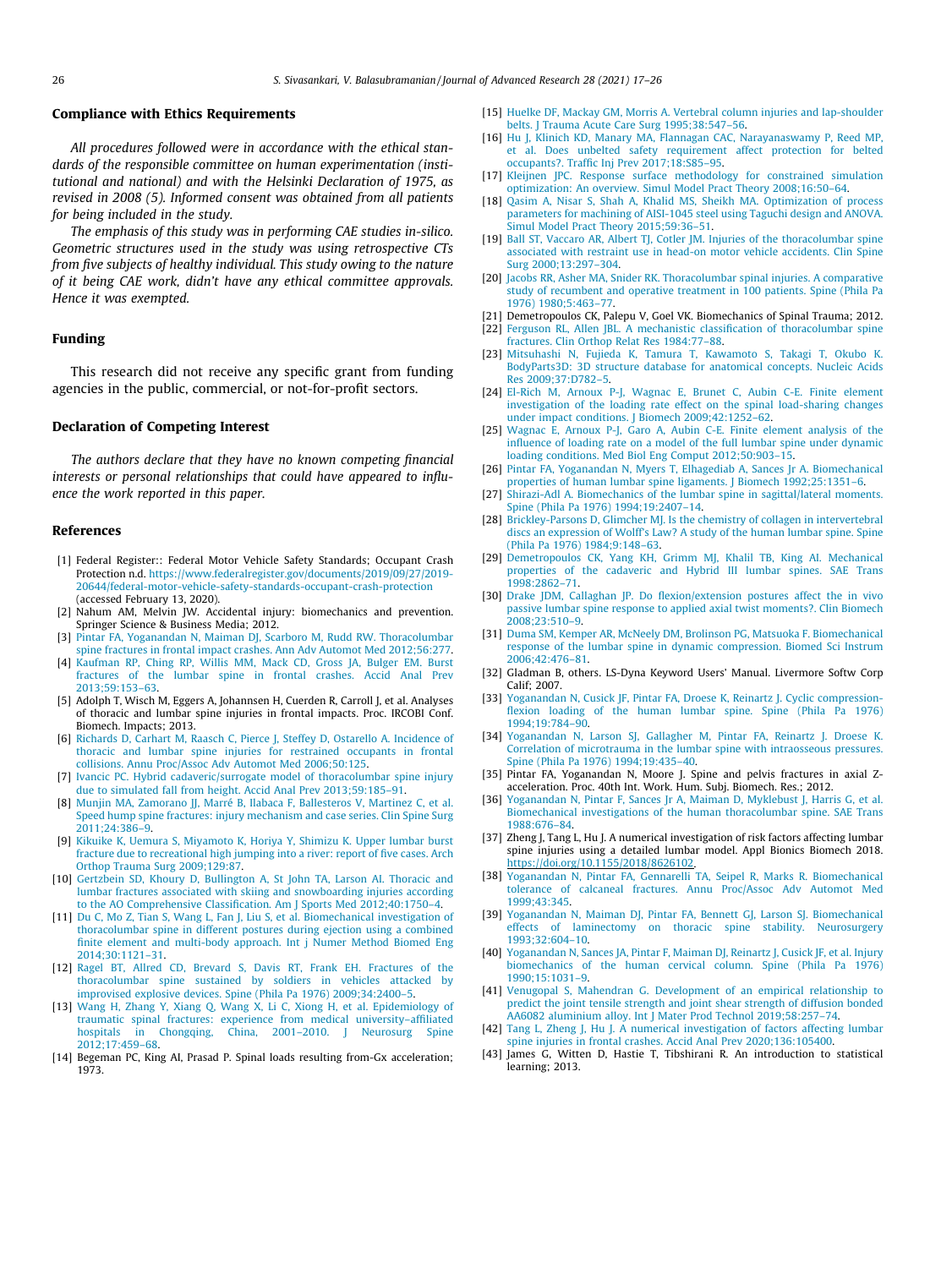## Compliance with Ethics Requirements

*All procedures followed were in accordance with the ethical standards of the responsible committee on human experimentation (institutional and national) and with the Helsinki Declaration of 1975, as revised in 2008 (5). Informed consent was obtained from all patients for being included in the study.*

*The emphasis of this study was in performing CAE studies in-silico. Geometric structures used in the study was using retrospective CTs from five subjects of healthy individual. This study owing to the nature of it being CAE work, didn't have any ethical committee approvals. Hence it was exempted.*

## Funding

This research did not receive any specific grant from funding agencies in the public, commercial, or not-for-profit sectors.

## Declaration of Competing Interest

*The authors declare that they have no known competing financial interests or personal relationships that could have appeared to influence the work reported in this paper.*

## References

[1] Federal Register:: Federal Motor Vehicle Safety Standards; Occupant Crash Protection n.d. https://www.federalregister.gov/documents/2019/09/27/2019-20644/federal-motor-vehicle-safety-standards-occupant-crash-protection (accessed February 13, 2020).

[2] Nahum AM, Melvin JW. Accidental injury: biomechanics and prevention. Springer Science & Business Media; 2012.

[3] Pintar FA, Yoganandan N, Maiman DJ, Scarboro M, Rudd RW. Thoracolumbar spine fractures in frontal impact crashes. Ann Adv Automot Med 2012;56:277.

[4] Kaufman RP, Ching RP, Willis MM, Mack CD, Gross JA, Bulger EM. Burst fractures of the lumbar spine in frontal crashes. Accid Anal Prev 2013;59:153–63.

[5] Adolph T, Wisch M, Eggers A, Johannsen H, Cuerden R, Carroll J, et al. Analyses of thoracic and lumbar spine injuries in frontal impacts. Proc. IRCOBI Conf. Biomech. Impacts; 2013.

[6] Richards D, Carhart M, Raasch C, Pierce J, Steffey D, Ostarello A. Incidence of thoracic and lumbar spine injuries for restrained occupants in frontal collisions. Annu Proc/Assoc Adv Automot Med 2006;50:125.

[7] Ivancic PC. Hybrid cadaveric/surrogate model of thoracolumbar spine injury due to simulated fall from height. Accid Anal Prev 2013;59:185–91.

[8] Munjin MA, Zamorano JJ, Marré B, Ilabaca F, Ballesteros V, Martinez C, et al. Speed hump spine fractures: injury mechanism and case series. Clin Spine Surg 2011;24:386–9.

[9] Kikuike K, Uemura S, Miyamoto K, Horiya Y, Shimizu K. Upper lumbar burst fracture due to recreational high jumping into a river: report of five cases. Arch Orthop Trauma Surg 2009;129:87.

[10] Gertzbein SD, Khoury D, Bullington A, St John TA, Larson AI. Thoracic and lumbar fractures associated with skiing and snowboarding injuries according to the AO Comprehensive Classification. Am J Sports Med 2012;40:1750–4.

[11] Du C, Mo Z, Tian S, Wang L, Fan J, Liu S, et al. Biomechanical investigation of thoracolumbar spine in different postures during ejection using a combined finite element and multi-body approach. Int j Numer Method Biomed Eng 2014;30:1121–31.

[12] Ragel BT, Allred CD, Brevard S, Davis RT, Frank EH. Fractures of the thoracolumbar spine sustained by soldiers in vehicles attacked by improvised explosive devices. Spine (Phila Pa 1976) 2009;34:2400–5.

[13] Wang H, Zhang Y, Xiang Q, Wang X, Li C, Xiong H, et al. Epidemiology of traumatic spinal fractures: experience from medical university–affiliated hospitals in Chongqing, China, 2001–2010. J Neurosurg Spine 2012;17:459–68.

[14] Begeman PC, King AI, Prasad P. Spinal loads resulting from-Gx acceleration; 1973.

[15] Huelke DF, Mackay GM, Morris A. Vertebral column injuries and lap-shoulder belts. J Trauma Acute Care Surg 1995;38:547–56.

[16] Hu J, Klinich KD, Manary MA, Flannagan CAC, Narayanaswamy P, Reed MP, et al. Does unbelted safety requirement affect protection for belted occupants?. Traffic Inj Prev 2017;18:S85–95.

[17] Kleijnen JPC. Response surface methodology for constrained simulation optimization: An overview. Simul Model Pract Theory 2008;16:50–64.

[18] Qasim A, Nisar S, Shah A, Khalid MS, Sheikh MA. Optimization of process parameters for machining of AISI-1045 steel using Taguchi design and ANOVA. Simul Model Pract Theory 2015;59:36–51.

[19] Ball ST, Vaccaro AR, Albert TJ, Cotler JM. Injuries of the thoracolumbar spine associated with restraint use in head-on motor vehicle accidents. Clin Spine Surg 2000;13:297–304.

[20] Jacobs RR, Asher MA, Snider RK. Thoracolumbar spinal injuries. A comparative study of recumbent and operative treatment in 100 patients. Spine (Phila Pa 1976) 1980;5:463–77.

[21] Demetropoulos CK, Palepu V, Goel VK. Biomechanics of Spinal Trauma; 2012.

[22] Ferguson RL, Allen JBL. A mechanistic classification of thoracolumbar spine fractures. Clin Orthop Relat Res 1984:77–88.

[23] Mitsuhashi N, Fujieda K, Tamura T, Kawamoto S, Takagi T, Okubo K. BodyParts3D: 3D structure database for anatomical concepts. Nucleic Acids Res 2009;37:D782–5.

[24] El-Rich M, Arnoux P-J, Wagnac E, Brunet C, Aubin C-E. Finite element investigation of the loading rate effect on the spinal load-sharing changes under impact conditions. J Biomech 2009;42:1252–62.

[25] Wagnac E, Arnoux P-J, Garo A, Aubin C-E. Finite element analysis of the influence of loading rate on a model of the full lumbar spine under dynamic loading conditions. Med Biol Eng Comput 2012;50:903–15.

[26] Pintar FA, Yoganandan N, Myers T, Elhagediab A, Sances Jr A. Biomechanical properties of human lumbar spine ligaments. J Biomech 1992;25:1351–6.

[27] Shirazi-Adl A. Biomechanics of the lumbar spine in sagittal/lateral moments. Spine (Phila Pa 1976) 1994;19:2407–14.

[28] Brickley-Parsons D, Glimcher MJ. Is the chemistry of collagen in intervertebral discs an expression of Wolff's Law? A study of the human lumbar spine. Spine (Phila Pa 1976) 1984;9:148–63.

[29] Demetropoulos CK, Yang KH, Grimm MJ, Khalil TB, King AI. Mechanical properties of the cadaveric and Hybrid III lumbar spines. SAE Trans 1998:2862–71.

[30] Drake JDM, Callaghan JP. Do flexion/extension postures affect the in vivo passive lumbar spine response to applied axial twist moments?. Clin Biomech 2008;23:510–9.

[31] Duma SM, Kemper AR, McNeely DM, Brolinson PG, Matsuoka F. Biomechanical response of the lumbar spine in dynamic compression. Biomed Sci Instrum 2006;42:476–81.

[32] Gladman B, others. LS-Dyna Keyword Users' Manual. Livermore Softw Corp Calif; 2007.

[33] Yoganandan N, Cusick JF, Pintar FA, Droese K, Reinartz J. Cyclic compression-flexion loading of the human lumbar spine. Spine (Phila Pa 1976) 1994;19:784–90.

[34] Yoganandan N, Larson SJ, Gallagher M, Pintar FA, Reinartz J. Droese K. Correlation of microtrauma in the lumbar spine with intraosseous pressures. Spine (Phila Pa 1976) 1994;19:435–40.

[35] Pintar FA, Yoganandan N, Moore J. Spine and pelvis fractures in axial Z-acceleration. Proc. 40th Int. Work. Hum. Subj. Biomech. Res.; 2012.

[36] Yoganandan N, Pintar F, Sances Jr A, Maiman D, Myklebust J, Harris G, et al. Biomechanical investigations of the human thoracolumbar spine. SAE Trans 1988:676–84.

[37] Zheng J, Tang L, Hu J. A numerical investigation of risk factors affecting lumbar spine injuries using a detailed lumbar model. Appl Bionics Biomech 2018. https://doi.org/10.1155/2018/8626102.

[38] Yoganandan N, Pintar FA, Gennarelli TA, Seipel R, Marks R. Biomechanical tolerance of calcaneal fractures. Annu Proc/Assoc Adv Automot Med 1999;43:345.

[39] Yoganandan N, Maiman DJ, Pintar FA, Bennett GJ, Larson SJ. Biomechanical effects of laminectomy on thoracic spine stability. Neurosurgery 1993;32:604–10.

[40] Yoganandan N, Sances JA, Pintar F, Maiman DJ, Reinartz J, Cusick JF, et al. Injury biomechanics of the human cervical column. Spine (Phila Pa 1976) 1990;15:1031–9.

[41] Venugopal S, Mahendran G. Development of an empirical relationship to predict the joint tensile strength and joint shear strength of diffusion bonded AA6082 aluminium alloy. Int J Mater Prod Technol 2019;58:257–74.

[42] Tang L, Zheng J, Hu J. A numerical investigation of factors affecting lumbar spine injuries in frontal crashes. Accid Anal Prev 2020;136:105400.

[43] James G, Witten D, Hastie T, Tibshirani R. An introduction to statistical learning; 2013.